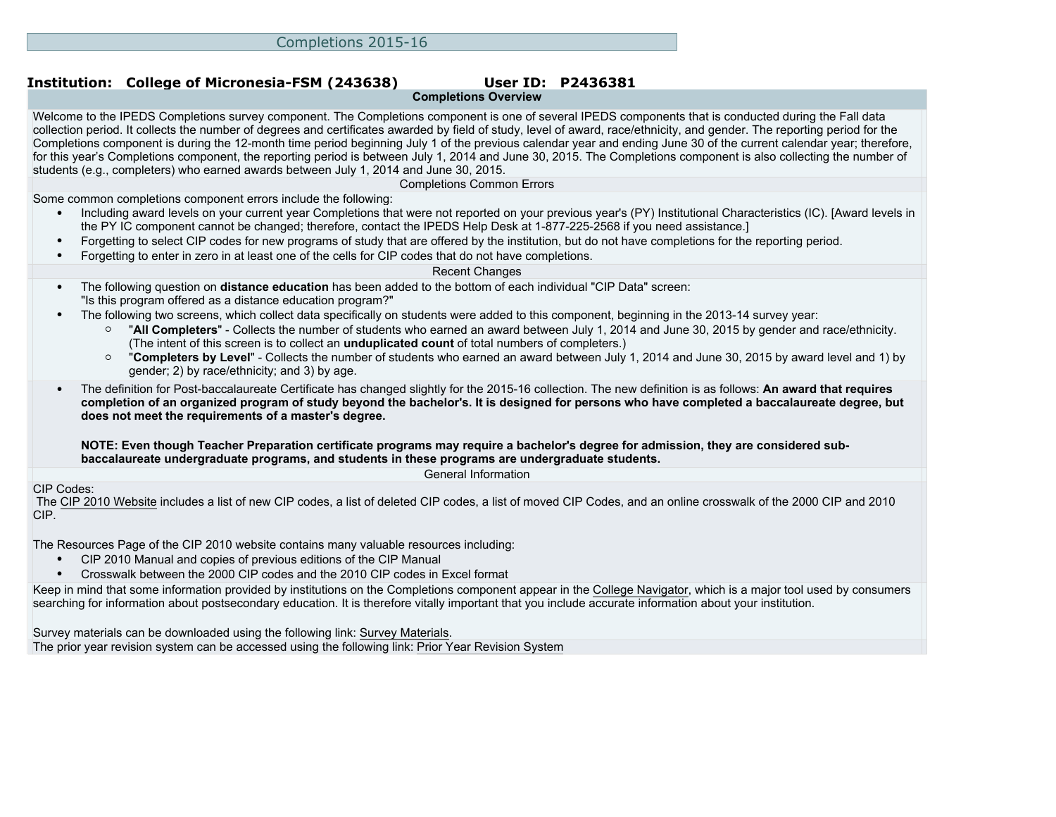# Completions 2015-16

**Institution: College of Micronesia-FSM (243638)** **User ID: P2436381**

## Completions Overview

Welcome to the IPEDS Completions survey component. The Completions component is one of several IPEDS components that is conducted during the Fall data collection period. It collects the number of degrees and certificates awarded by field of study, level of award, race/ethnicity, and gender. The reporting period for the Completions component is during the 12-month time period beginning July 1 of the previous calendar year and ending June 30 of the current calendar year; therefore, for this year's Completions component, the reporting period is between July 1, 2014 and June 30, 2015. The Completions component is also collecting the number of students (e.g., completers) who earned awards between July 1, 2014 and June 30, 2015.

### Completions Common Errors

Some common completions component errors include the following:

- Including award levels on your current year Completions that were not reported on your previous year's (PY) Institutional Characteristics (IC). [Award levels in the PY IC component cannot be changed; therefore, contact the IPEDS Help Desk at 1-877-225-2568 if you need assistance.]
- Forgetting to select CIP codes for new programs of study that are offered by the institution, but do not have completions for the reporting period.
- Forgetting to enter in zero in at least one of the cells for CIP codes that do not have completions.

### Recent Changes

- The following question on **distance education** has been added to the bottom of each individual "CIP Data" screen: "Is this program offered as a distance education program?"
- The following two screens, which collect data specifically on students were added to this component, beginning in the 2013-14 survey year:
  - "**All Completers**" - Collects the number of students who earned an award between July 1, 2014 and June 30, 2015 by gender and race/ethnicity. (The intent of this screen is to collect an **unduplicated count** of total numbers of completers.)
  - "**Completers by Level**" - Collects the number of students who earned an award between July 1, 2014 and June 30, 2015 by award level and 1) by gender; 2) by race/ethnicity; and 3) by age.
- The definition for Post-baccalaureate Certificate has changed slightly for the 2015-16 collection. The new definition is as follows: **An award that requires completion of an organized program of study beyond the bachelor's. It is designed for persons who have completed a baccalaureate degree, but does not meet the requirements of a master's degree.**

  **NOTE: Even though Teacher Preparation certificate programs may require a bachelor's degree for admission, they are considered sub-baccalaureate undergraduate programs, and students in these programs are undergraduate students.**

### General Information

CIP Codes:
The CIP 2010 Website includes a list of new CIP codes, a list of deleted CIP codes, a list of moved CIP Codes, and an online crosswalk of the 2000 CIP and 2010 CIP.

The Resources Page of the CIP 2010 website contains many valuable resources including:

- CIP 2010 Manual and copies of previous editions of the CIP Manual
- Crosswalk between the 2000 CIP codes and the 2010 CIP codes in Excel format

Keep in mind that some information provided by institutions on the Completions component appear in the College Navigator, which is a major tool used by consumers searching for information about postsecondary education. It is therefore vitally important that you include accurate information about your institution.

Survey materials can be downloaded using the following link: Survey Materials.

The prior year revision system can be accessed using the following link: Prior Year Revision System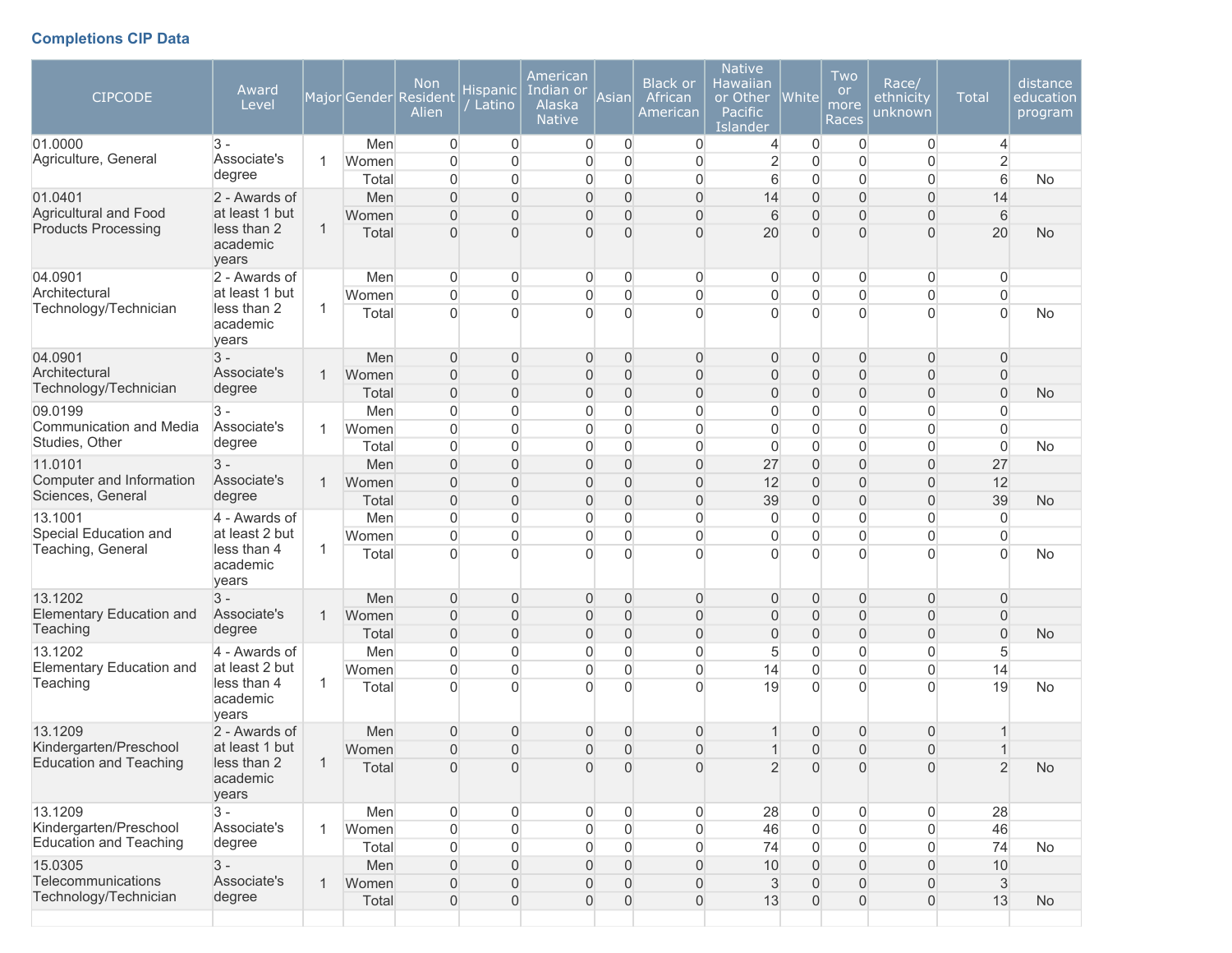### Completions CIP Data

| CIPCODE | Award Level | Major | Gender | Non Resident Alien | Hispanic / Latino | American Indian or Alaska Native | Asian | Black or African American | Native Hawaiian or Other Pacific Islander | White | Two or more Races | Race/ ethnicity unknown | Total | distance education program |
|---|---|---|---|---|---|---|---|---|---|---|---|---|---|---|
| 01.0000 Agriculture, General | 3 - Associate's degree | 1 | Men | 0 | 0 | 0 | 0 | 0 | 4 | 0 | 0 | 0 | 4 | |
| | | | Women | 0 | 0 | 0 | 0 | 0 | 2 | 0 | 0 | 0 | 2 | |
| | | | Total | 0 | 0 | 0 | 0 | 0 | 6 | 0 | 0 | 0 | 6 | No |
| 01.0401 Agricultural and Food Products Processing | 2 - Awards of at least 1 but less than 2 academic years | 1 | Men | 0 | 0 | 0 | 0 | 0 | 14 | 0 | 0 | 0 | 14 | |
| | | | Women | 0 | 0 | 0 | 0 | 0 | 6 | 0 | 0 | 0 | 6 | |
| | | | Total | 0 | 0 | 0 | 0 | 0 | 20 | 0 | 0 | 0 | 20 | No |
| 04.0901 Architectural Technology/Technician | 2 - Awards of at least 1 but less than 2 academic years | 1 | Men | 0 | 0 | 0 | 0 | 0 | 0 | 0 | 0 | 0 | 0 | |
| | | | Women | 0 | 0 | 0 | 0 | 0 | 0 | 0 | 0 | 0 | 0 | |
| | | | Total | 0 | 0 | 0 | 0 | 0 | 0 | 0 | 0 | 0 | 0 | No |
| 04.0901 Architectural Technology/Technician | 3 - Associate's degree | 1 | Men | 0 | 0 | 0 | 0 | 0 | 0 | 0 | 0 | 0 | 0 | |
| | | | Women | 0 | 0 | 0 | 0 | 0 | 0 | 0 | 0 | 0 | 0 | |
| | | | Total | 0 | 0 | 0 | 0 | 0 | 0 | 0 | 0 | 0 | 0 | No |
| 09.0199 Communication and Media Studies, Other | 3 - Associate's degree | 1 | Men | 0 | 0 | 0 | 0 | 0 | 0 | 0 | 0 | 0 | 0 | |
| | | | Women | 0 | 0 | 0 | 0 | 0 | 0 | 0 | 0 | 0 | 0 | |
| | | | Total | 0 | 0 | 0 | 0 | 0 | 0 | 0 | 0 | 0 | 0 | No |
| 11.0101 Computer and Information Sciences, General | 3 - Associate's degree | 1 | Men | 0 | 0 | 0 | 0 | 0 | 27 | 0 | 0 | 0 | 27 | |
| | | | Women | 0 | 0 | 0 | 0 | 0 | 12 | 0 | 0 | 0 | 12 | |
| | | | Total | 0 | 0 | 0 | 0 | 0 | 39 | 0 | 0 | 0 | 39 | No |
| 13.1001 Special Education and Teaching, General | 4 - Awards of at least 2 but less than 4 academic years | 1 | Men | 0 | 0 | 0 | 0 | 0 | 0 | 0 | 0 | 0 | 0 | |
| | | | Women | 0 | 0 | 0 | 0 | 0 | 0 | 0 | 0 | 0 | 0 | |
| | | | Total | 0 | 0 | 0 | 0 | 0 | 0 | 0 | 0 | 0 | 0 | No |
| 13.1202 Elementary Education and Teaching | 3 - Associate's degree | 1 | Men | 0 | 0 | 0 | 0 | 0 | 0 | 0 | 0 | 0 | 0 | |
| | | | Women | 0 | 0 | 0 | 0 | 0 | 0 | 0 | 0 | 0 | 0 | |
| | | | Total | 0 | 0 | 0 | 0 | 0 | 0 | 0 | 0 | 0 | 0 | No |
| 13.1202 Elementary Education and Teaching | 4 - Awards of at least 2 but less than 4 academic years | 1 | Men | 0 | 0 | 0 | 0 | 0 | 5 | 0 | 0 | 0 | 5 | |
| | | | Women | 0 | 0 | 0 | 0 | 0 | 14 | 0 | 0 | 0 | 14 | |
| | | | Total | 0 | 0 | 0 | 0 | 0 | 19 | 0 | 0 | 0 | 19 | No |
| 13.1209 Kindergarten/Preschool Education and Teaching | 2 - Awards of at least 1 but less than 2 academic years | 1 | Men | 0 | 0 | 0 | 0 | 0 | 1 | 0 | 0 | 0 | 1 | |
| | | | Women | 0 | 0 | 0 | 0 | 0 | 1 | 0 | 0 | 0 | 1 | |
| | | | Total | 0 | 0 | 0 | 0 | 0 | 2 | 0 | 0 | 0 | 2 | No |
| 13.1209 Kindergarten/Preschool Education and Teaching | 3 - Associate's degree | 1 | Men | 0 | 0 | 0 | 0 | 0 | 28 | 0 | 0 | 0 | 28 | |
| | | | Women | 0 | 0 | 0 | 0 | 0 | 46 | 0 | 0 | 0 | 46 | |
| | | | Total | 0 | 0 | 0 | 0 | 0 | 74 | 0 | 0 | 0 | 74 | No |
| 15.0305 Telecommunications Technology/Technician | 3 - Associate's degree | 1 | Men | 0 | 0 | 0 | 0 | 0 | 10 | 0 | 0 | 0 | 10 | |
| | | | Women | 0 | 0 | 0 | 0 | 0 | 3 | 0 | 0 | 0 | 3 | |
| | | | Total | 0 | 0 | 0 | 0 | 0 | 13 | 0 | 0 | 0 | 13 | No |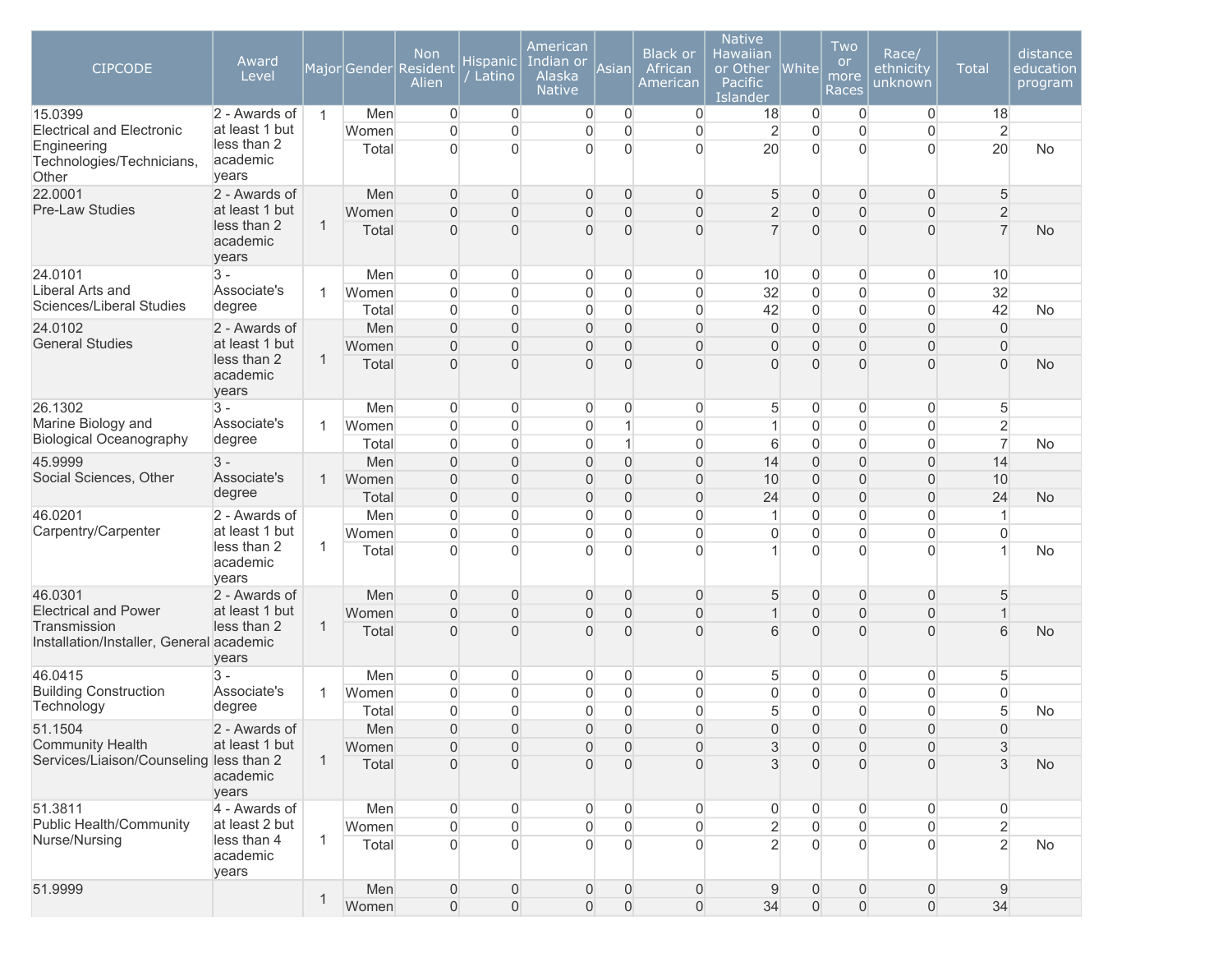| CIPCODE | Award Level | Major | Gender | Non Resident Alien | Hispanic / Latino | American Indian or Alaska Native | Asian | Black or African American | Native Hawaiian or Other Pacific Islander | White | Two or more Races | Race/ ethnicity unknown | Total | distance education program |
|---|---|---|---|---|---|---|---|---|---|---|---|---|---|---|
| 15.0399 Electrical and Electronic Engineering Technologies/Technicians, Other | 2 - Awards of at least 1 but less than 2 academic years | 1 | Men | 0 | 0 | 0 | 0 | 0 | 18 | 0 | 0 | 0 | 18 | |
| | | | Women | 0 | 0 | 0 | 0 | 0 | 2 | 0 | 0 | 0 | 2 | |
| | | | Total | 0 | 0 | 0 | 0 | 0 | 20 | 0 | 0 | 0 | 20 | No |
| 22.0001 Pre-Law Studies | 2 - Awards of at least 1 but less than 2 academic years | 1 | Men | 0 | 0 | 0 | 0 | 0 | 5 | 0 | 0 | 0 | 5 | |
| | | | Women | 0 | 0 | 0 | 0 | 0 | 2 | 0 | 0 | 0 | 2 | |
| | | | Total | 0 | 0 | 0 | 0 | 0 | 7 | 0 | 0 | 0 | 7 | No |
| 24.0101 Liberal Arts and Sciences/Liberal Studies | 3 - Associate's degree | 1 | Men | 0 | 0 | 0 | 0 | 0 | 10 | 0 | 0 | 0 | 10 | |
| | | | Women | 0 | 0 | 0 | 0 | 0 | 32 | 0 | 0 | 0 | 32 | |
| | | | Total | 0 | 0 | 0 | 0 | 0 | 42 | 0 | 0 | 0 | 42 | No |
| 24.0102 General Studies | 2 - Awards of at least 1 but less than 2 academic years | 1 | Men | 0 | 0 | 0 | 0 | 0 | 0 | 0 | 0 | 0 | 0 | |
| | | | Women | 0 | 0 | 0 | 0 | 0 | 0 | 0 | 0 | 0 | 0 | |
| | | | Total | 0 | 0 | 0 | 0 | 0 | 0 | 0 | 0 | 0 | 0 | No |
| 26.1302 Marine Biology and Biological Oceanography | 3 - Associate's degree | 1 | Men | 0 | 0 | 0 | 0 | 0 | 5 | 0 | 0 | 0 | 5 | |
| | | | Women | 0 | 0 | 0 | 1 | 0 | 1 | 0 | 0 | 0 | 2 | |
| | | | Total | 0 | 0 | 0 | 1 | 0 | 6 | 0 | 0 | 0 | 7 | No |
| 45.9999 Social Sciences, Other | 3 - Associate's degree | 1 | Men | 0 | 0 | 0 | 0 | 0 | 14 | 0 | 0 | 0 | 14 | |
| | | | Women | 0 | 0 | 0 | 0 | 0 | 10 | 0 | 0 | 0 | 10 | |
| | | | Total | 0 | 0 | 0 | 0 | 0 | 24 | 0 | 0 | 0 | 24 | No |
| 46.0201 Carpentry/Carpenter | 2 - Awards of at least 1 but less than 2 academic years | 1 | Men | 0 | 0 | 0 | 0 | 0 | 1 | 0 | 0 | 0 | 1 | |
| | | | Women | 0 | 0 | 0 | 0 | 0 | 0 | 0 | 0 | 0 | 0 | |
| | | | Total | 0 | 0 | 0 | 0 | 0 | 1 | 0 | 0 | 0 | 1 | No |
| 46.0301 Electrical and Power Transmission Installation/Installer, General | 2 - Awards of at least 1 but less than 2 academic years | 1 | Men | 0 | 0 | 0 | 0 | 0 | 5 | 0 | 0 | 0 | 5 | |
| | | | Women | 0 | 0 | 0 | 0 | 0 | 1 | 0 | 0 | 0 | 1 | |
| | | | Total | 0 | 0 | 0 | 0 | 0 | 6 | 0 | 0 | 0 | 6 | No |
| 46.0415 Building Construction Technology | 3 - Associate's degree | 1 | Men | 0 | 0 | 0 | 0 | 0 | 5 | 0 | 0 | 0 | 5 | |
| | | | Women | 0 | 0 | 0 | 0 | 0 | 0 | 0 | 0 | 0 | 0 | |
| | | | Total | 0 | 0 | 0 | 0 | 0 | 5 | 0 | 0 | 0 | 5 | No |
| 51.1504 Community Health Services/Liaison/Counseling | 2 - Awards of at least 1 but less than 2 academic years | 1 | Men | 0 | 0 | 0 | 0 | 0 | 0 | 0 | 0 | 0 | 0 | |
| | | | Women | 0 | 0 | 0 | 0 | 0 | 3 | 0 | 0 | 0 | 3 | |
| | | | Total | 0 | 0 | 0 | 0 | 0 | 3 | 0 | 0 | 0 | 3 | No |
| 51.3811 Public Health/Community Nurse/Nursing | 4 - Awards of at least 2 but less than 4 academic years | 1 | Men | 0 | 0 | 0 | 0 | 0 | 0 | 0 | 0 | 0 | 0 | |
| | | | Women | 0 | 0 | 0 | 0 | 0 | 2 | 0 | 0 | 0 | 2 | |
| | | | Total | 0 | 0 | 0 | 0 | 0 | 2 | 0 | 0 | 0 | 2 | No |
| 51.9999 | | 1 | Men | 0 | 0 | 0 | 0 | 0 | 9 | 0 | 0 | 0 | 9 | |
| | | | Women | 0 | 0 | 0 | 0 | 0 | 34 | 0 | 0 | 0 | 34 | |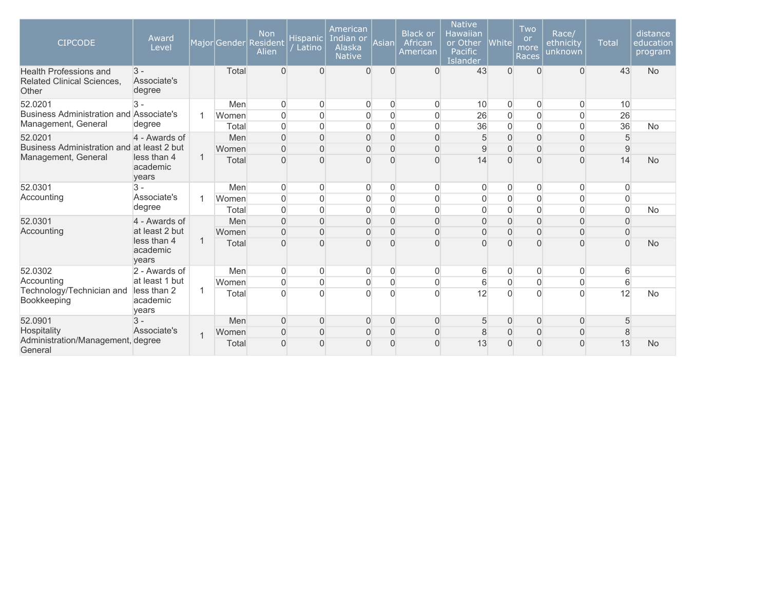| CIPCODE | Award Level | Major | Gender | Non Resident Alien | Hispanic / Latino | American Indian or Alaska Native | Asian | Black or African American | Native Hawaiian or Other Pacific Islander | White | Two or more Races | Race/ ethnicity unknown | Total | distance education program |
|---|---|---|---|---|---|---|---|---|---|---|---|---|---|---|
| Health Professions and Related Clinical Sciences, Other | 3 - Associate's degree | | Total | 0 | 0 | 0 | 0 | 0 | 43 | 0 | 0 | 0 | 43 | No |
| 52.0201 Business Administration and Management, General | 3 - Associate's degree | 1 | Men | 0 | 0 | 0 | 0 | 0 | 10 | 0 | 0 | 0 | 10 | |
| | | | Women | 0 | 0 | 0 | 0 | 0 | 26 | 0 | 0 | 0 | 26 | |
| | | | Total | 0 | 0 | 0 | 0 | 0 | 36 | 0 | 0 | 0 | 36 | No |
| 52.0201 Business Administration and Management, General | 4 - Awards of at least 2 but less than 4 academic years | 1 | Men | 0 | 0 | 0 | 0 | 0 | 5 | 0 | 0 | 0 | 5 | |
| | | | Women | 0 | 0 | 0 | 0 | 0 | 9 | 0 | 0 | 0 | 9 | |
| | | | Total | 0 | 0 | 0 | 0 | 0 | 14 | 0 | 0 | 0 | 14 | No |
| 52.0301 Accounting | 3 - Associate's degree | 1 | Men | 0 | 0 | 0 | 0 | 0 | 0 | 0 | 0 | 0 | 0 | |
| | | | Women | 0 | 0 | 0 | 0 | 0 | 0 | 0 | 0 | 0 | 0 | |
| | | | Total | 0 | 0 | 0 | 0 | 0 | 0 | 0 | 0 | 0 | 0 | No |
| 52.0301 Accounting | 4 - Awards of at least 2 but less than 4 academic years | 1 | Men | 0 | 0 | 0 | 0 | 0 | 0 | 0 | 0 | 0 | 0 | |
| | | | Women | 0 | 0 | 0 | 0 | 0 | 0 | 0 | 0 | 0 | 0 | |
| | | | Total | 0 | 0 | 0 | 0 | 0 | 0 | 0 | 0 | 0 | 0 | No |
| 52.0302 Accounting Technology/Technician and Bookkeeping | 2 - Awards of at least 1 but less than 2 academic years | 1 | Men | 0 | 0 | 0 | 0 | 0 | 6 | 0 | 0 | 0 | 6 | |
| | | | Women | 0 | 0 | 0 | 0 | 0 | 6 | 0 | 0 | 0 | 6 | |
| | | | Total | 0 | 0 | 0 | 0 | 0 | 12 | 0 | 0 | 0 | 12 | No |
| 52.0901 Hospitality Administration/Management, General | 3 - Associate's degree | 1 | Men | 0 | 0 | 0 | 0 | 0 | 5 | 0 | 0 | 0 | 5 | |
| | | | Women | 0 | 0 | 0 | 0 | 0 | 8 | 0 | 0 | 0 | 8 | |
| | | | Total | 0 | 0 | 0 | 0 | 0 | 13 | 0 | 0 | 0 | 13 | No |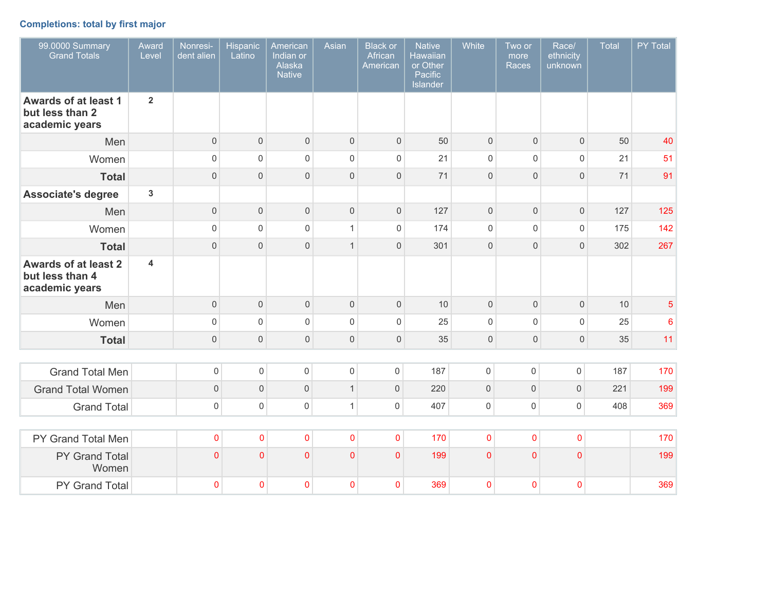### Completions: total by first major

| 99.0000 Summary Grand Totals | Award Level | Nonresident alien | Hispanic Latino | American Indian or Alaska Native | Asian | Black or African American | Native Hawaiian or Other Pacific Islander | White | Two or more Races | Race/ ethnicity unknown | Total | PY Total |
|---|---|---|---|---|---|---|---|---|---|---|---|---|
| **Awards of at least 1 but less than 2 academic years** | 2 | | | | | | | | | | | |
| Men | | 0 | 0 | 0 | 0 | 0 | 50 | 0 | 0 | 0 | 50 | 40 |
| Women | | 0 | 0 | 0 | 0 | 0 | 21 | 0 | 0 | 0 | 21 | 51 |
| **Total** | | 0 | 0 | 0 | 0 | 0 | 71 | 0 | 0 | 0 | 71 | 91 |
| **Associate's degree** | 3 | | | | | | | | | | | |
| Men | | 0 | 0 | 0 | 0 | 0 | 127 | 0 | 0 | 0 | 127 | 125 |
| Women | | 0 | 0 | 0 | 1 | 0 | 174 | 0 | 0 | 0 | 175 | 142 |
| **Total** | | 0 | 0 | 0 | 1 | 0 | 301 | 0 | 0 | 0 | 302 | 267 |
| **Awards of at least 2 but less than 4 academic years** | 4 | | | | | | | | | | | |
| Men | | 0 | 0 | 0 | 0 | 0 | 10 | 0 | 0 | 0 | 10 | 5 |
| Women | | 0 | 0 | 0 | 0 | 0 | 25 | 0 | 0 | 0 | 25 | 6 |
| **Total** | | 0 | 0 | 0 | 0 | 0 | 35 | 0 | 0 | 0 | 35 | 11 |

| | | | | | | | | | | | | |
|---|---|---|---|---|---|---|---|---|---|---|---|---|
| Grand Total Men | | 0 | 0 | 0 | 0 | 0 | 187 | 0 | 0 | 0 | 187 | 170 |
| Grand Total Women | | 0 | 0 | 0 | 1 | 0 | 220 | 0 | 0 | 0 | 221 | 199 |
| Grand Total | | 0 | 0 | 0 | 1 | 0 | 407 | 0 | 0 | 0 | 408 | 369 |

| | | | | | | | | | | | | |
|---|---|---|---|---|---|---|---|---|---|---|---|---|
| PY Grand Total Men | | 0 | 0 | 0 | 0 | 0 | 170 | 0 | 0 | 0 | | 170 |
| PY Grand Total Women | | 0 | 0 | 0 | 0 | 0 | 199 | 0 | 0 | 0 | | 199 |
| PY Grand Total | | 0 | 0 | 0 | 0 | 0 | 369 | 0 | 0 | 0 | | 369 |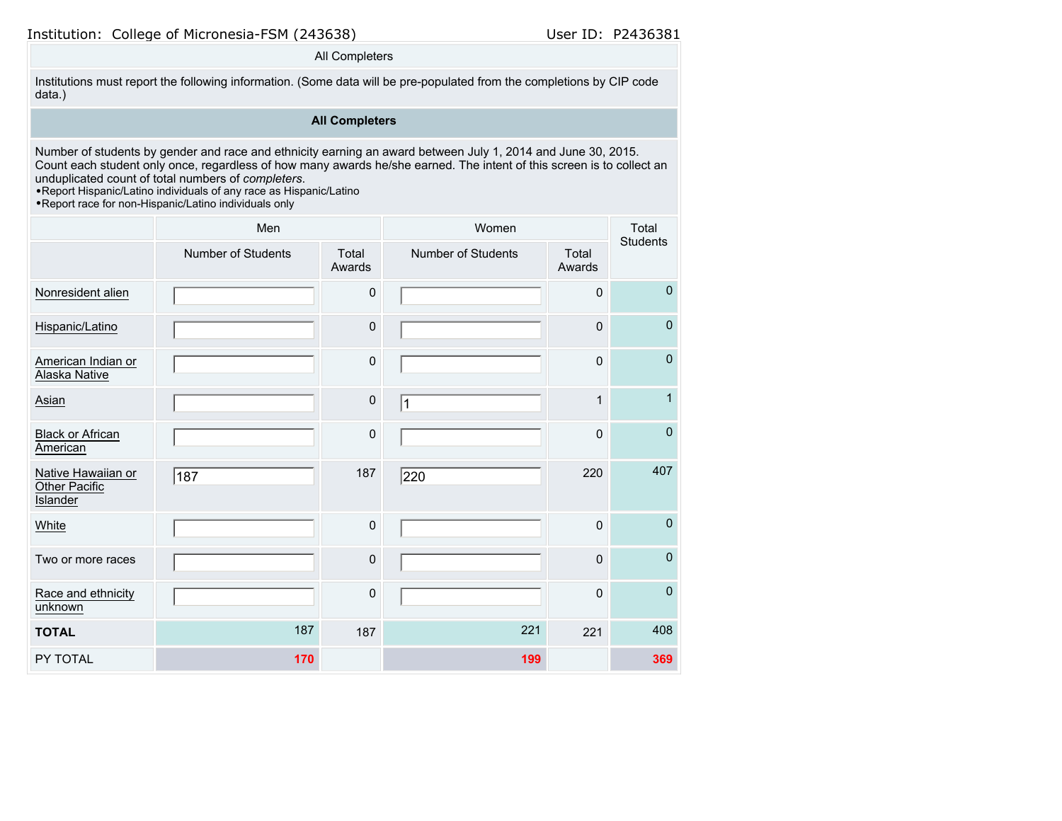Institution: College of Micronesia-FSM (243638) User ID: P2436381

All Completers

Institutions must report the following information. (Some data will be pre-populated from the completions by CIP code data.)

**All Completers**

Number of students by gender and race and ethnicity earning an award between July 1, 2014 and June 30, 2015. Count each student only once, regardless of how many awards he/she earned. The intent of this screen is to collect an unduplicated count of total numbers of *completers*.

- Report Hispanic/Latino individuals of any race as Hispanic/Latino
- Report race for non-Hispanic/Latino individuals only

| | Men | | Women | | Total Students |
|---|---|---|---|---|---|
| | Number of Students | Total Awards | Number of Students | Total Awards | |
| Nonresident alien | | 0 | | 0 | 0 |
| Hispanic/Latino | | 0 | | 0 | 0 |
| American Indian or Alaska Native | | 0 | | 0 | 0 |
| Asian | | 0 | 1 | 1 | 1 |
| Black or African American | | 0 | | 0 | 0 |
| Native Hawaiian or Other Pacific Islander | 187 | 187 | 220 | 220 | 407 |
| White | | 0 | | 0 | 0 |
| Two or more races | | 0 | | 0 | 0 |
| Race and ethnicity unknown | | 0 | | 0 | 0 |
| **TOTAL** | 187 | 187 | 221 | 221 | 408 |
| PY TOTAL | 170 | | 199 | | 369 |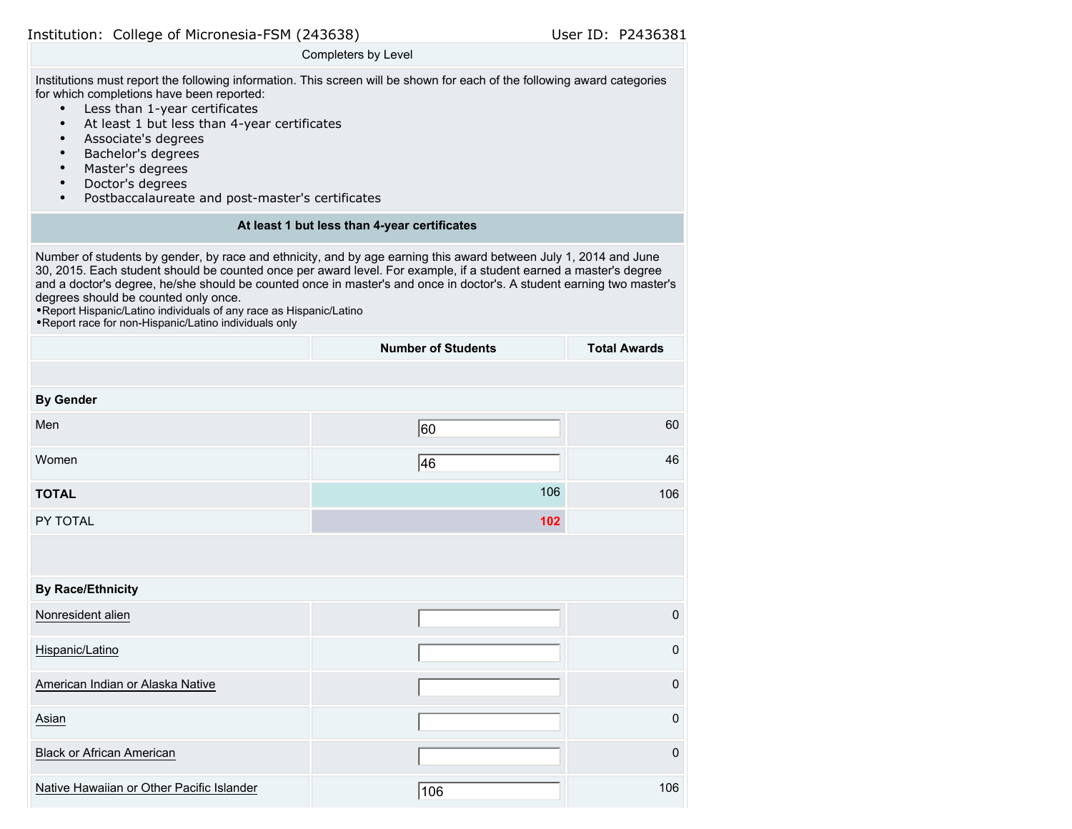Institution: College of Micronesia-FSM (243638) User ID: P2436381

Completers by Level

Institutions must report the following information. This screen will be shown for each of the following award categories for which completions have been reported:

- Less than 1-year certificates
- At least 1 but less than 4-year certificates
- Associate's degrees
- Bachelor's degrees
- Master's degrees
- Doctor's degrees
- Postbaccalaureate and post-master's certificates

**At least 1 but less than 4-year certificates**

Number of students by gender, by race and ethnicity, and by age earning this award between July 1, 2014 and June 30, 2015. Each student should be counted once per award level. For example, if a student earned a master's degree and a doctor's degree, he/she should be counted once in master's and once in doctor's. A student earning two master's degrees should be counted only once.
•Report Hispanic/Latino individuals of any race as Hispanic/Latino
•Report race for non-Hispanic/Latino individuals only

| | Number of Students | Total Awards |
|---|---|---|
| **By Gender** | | |
| Men | 60 | 60 |
| Women | 46 | 46 |
| **TOTAL** | 106 | 106 |
| PY TOTAL | 102 | |
| **By Race/Ethnicity** | | |
| Nonresident alien | | 0 |
| Hispanic/Latino | | 0 |
| American Indian or Alaska Native | | 0 |
| Asian | | 0 |
| Black or African American | | 0 |
| Native Hawaiian or Other Pacific Islander | 106 | 106 |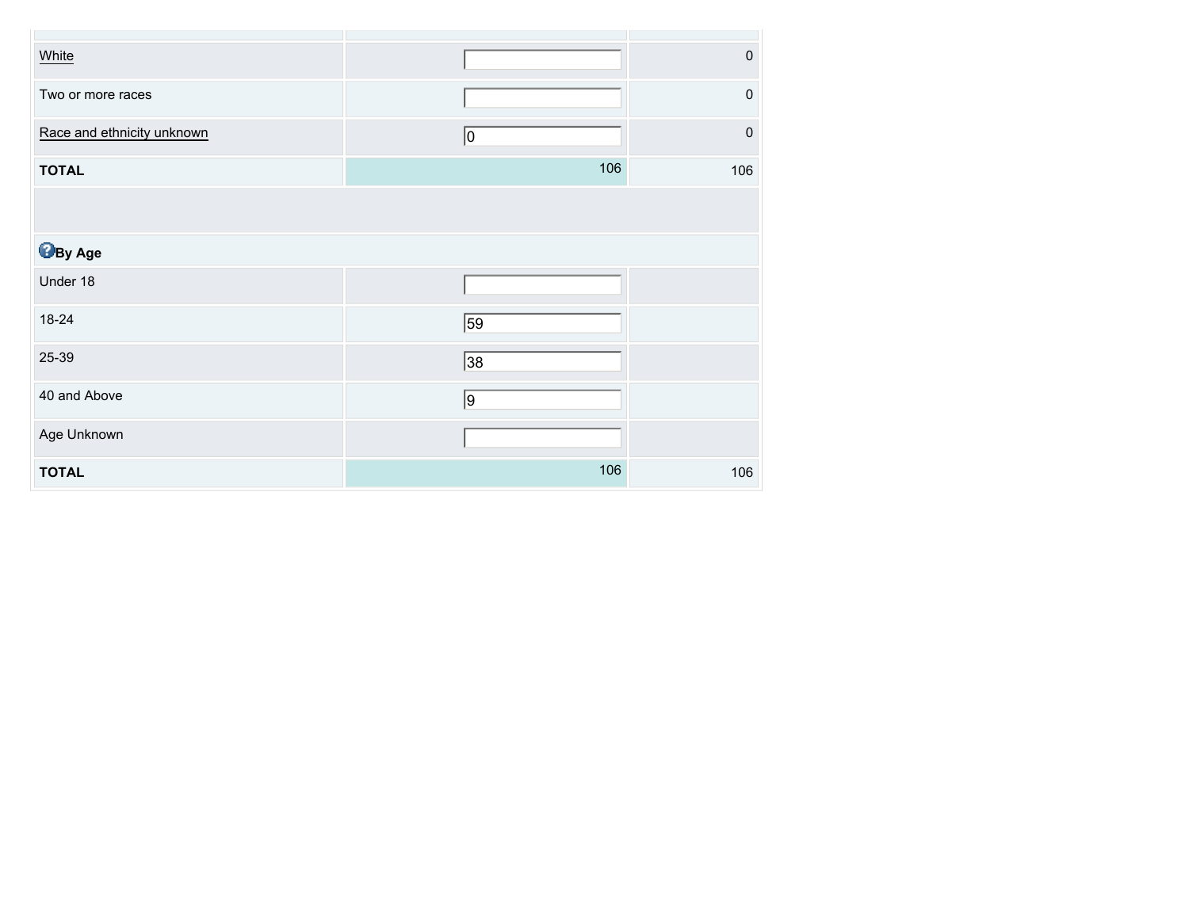| | | |
|---|---|---|
| White | | 0 |
| Two or more races | | 0 |
| Race and ethnicity unknown | 0 | 0 |
| **TOTAL** | 106 | 106 |
| | | |
| **By Age** | | |
| Under 18 | | |
| 18-24 | 59 | |
| 25-39 | 38 | |
| 40 and Above | 9 | |
| Age Unknown | | |
| **TOTAL** | 106 | 106 |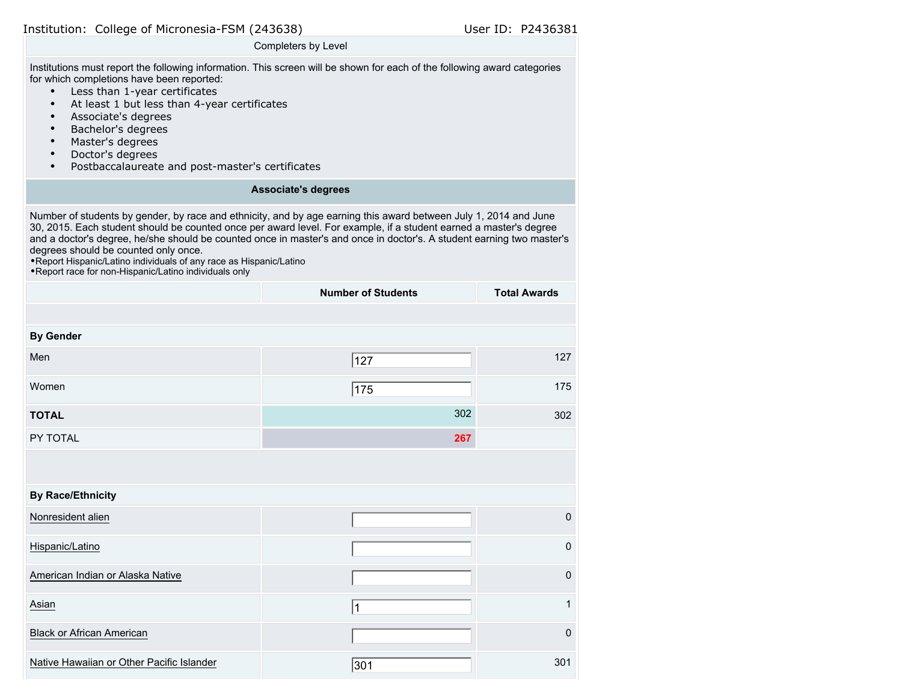Institution: College of Micronesia-FSM (243638) User ID: P2436381

Completers by Level

Institutions must report the following information. This screen will be shown for each of the following award categories for which completions have been reported:

- Less than 1-year certificates
- At least 1 but less than 4-year certificates
- Associate's degrees
- Bachelor's degrees
- Master's degrees
- Doctor's degrees
- Postbaccalaureate and post-master's certificates

**Associate's degrees**

Number of students by gender, by race and ethnicity, and by age earning this award between July 1, 2014 and June 30, 2015. Each student should be counted once per award level. For example, if a student earned a master's degree and a doctor's degree, he/she should be counted once in master's and once in doctor's. A student earning two master's degrees should be counted only once.
•Report Hispanic/Latino individuals of any race as Hispanic/Latino
•Report race for non-Hispanic/Latino individuals only

| | Number of Students | Total Awards |
|---|---|---|
| **By Gender** | | |
| Men | 127 | 127 |
| Women | 175 | 175 |
| **TOTAL** | 302 | 302 |
| PY TOTAL | 267 | |
| **By Race/Ethnicity** | | |
| Nonresident alien | | 0 |
| Hispanic/Latino | | 0 |
| American Indian or Alaska Native | | 0 |
| Asian | 1 | 1 |
| Black or African American | | 0 |
| Native Hawaiian or Other Pacific Islander | 301 | 301 |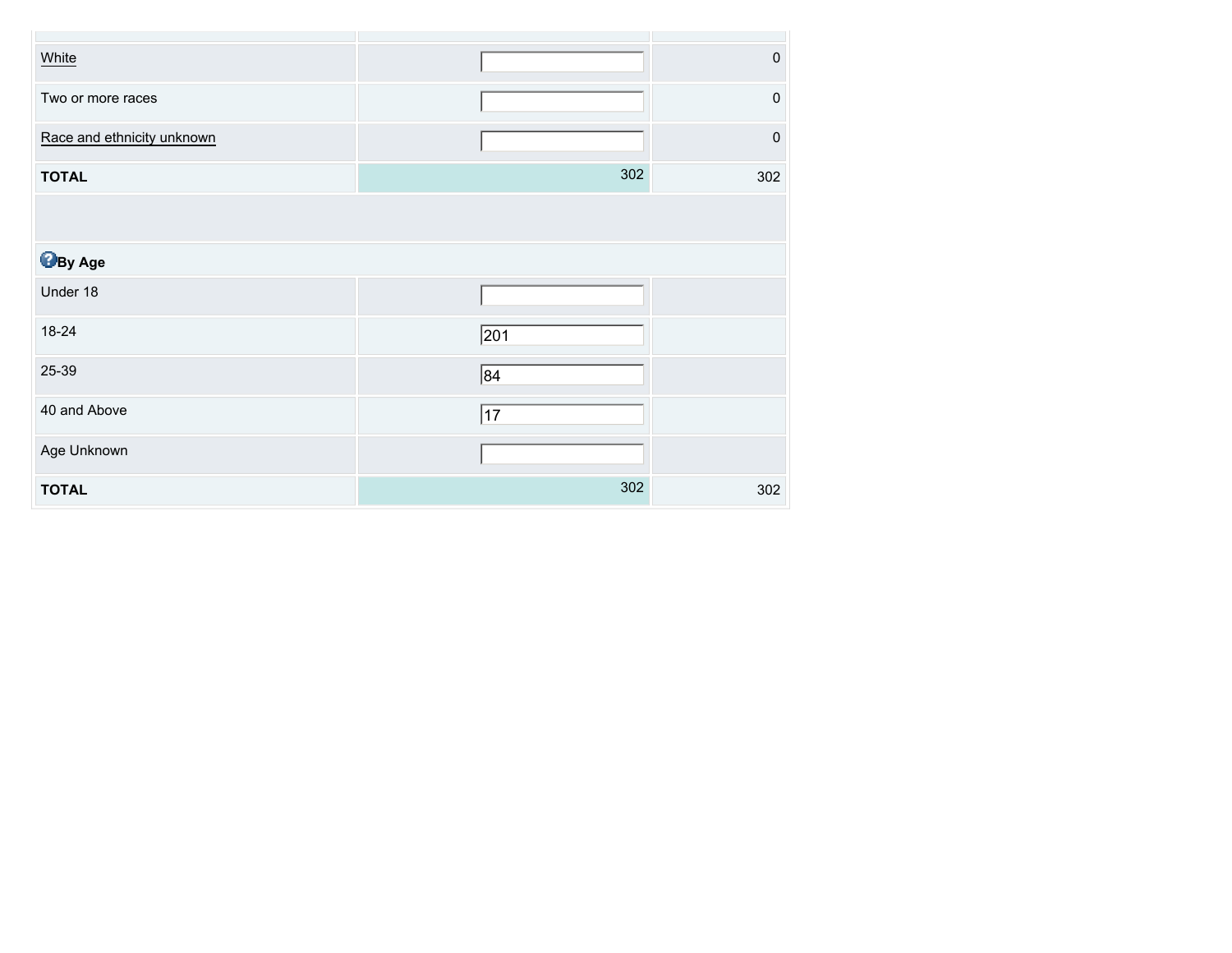| | | |
|---|---|---|
| White | | 0 |
| Two or more races | | 0 |
| Race and ethnicity unknown | | 0 |
| **TOTAL** | 302 | 302 |
| | | |
| **By Age** | | |
| Under 18 | | |
| 18-24 | 201 | |
| 25-39 | 84 | |
| 40 and Above | 17 | |
| Age Unknown | | |
| **TOTAL** | 302 | 302 |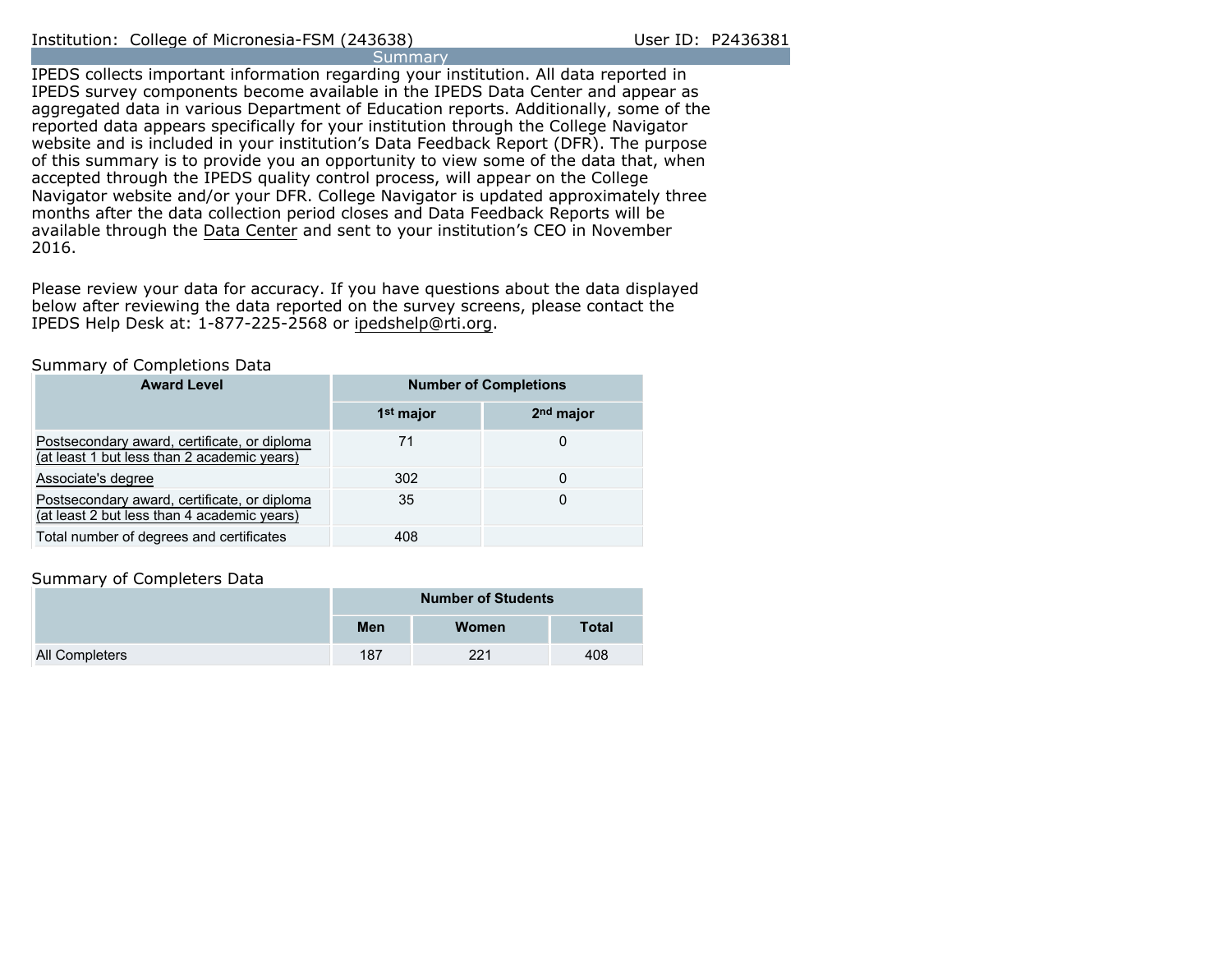Institution: College of Micronesia-FSM (243638) User ID: P2436381

## Summary

IPEDS collects important information regarding your institution. All data reported in IPEDS survey components become available in the IPEDS Data Center and appear as aggregated data in various Department of Education reports. Additionally, some of the reported data appears specifically for your institution through the College Navigator website and is included in your institution's Data Feedback Report (DFR). The purpose of this summary is to provide you an opportunity to view some of the data that, when accepted through the IPEDS quality control process, will appear on the College Navigator website and/or your DFR. College Navigator is updated approximately three months after the data collection period closes and Data Feedback Reports will be available through the Data Center and sent to your institution's CEO in November 2016.

Please review your data for accuracy. If you have questions about the data displayed below after reviewing the data reported on the survey screens, please contact the IPEDS Help Desk at: 1-877-225-2568 or ipedshelp@rti.org.

### Summary of Completions Data

| Award Level | Number of Completions | |
|---|---|---|
| | 1st major | 2nd major |
| Postsecondary award, certificate, or diploma (at least 1 but less than 2 academic years) | 71 | 0 |
| Associate's degree | 302 | 0 |
| Postsecondary award, certificate, or diploma (at least 2 but less than 4 academic years) | 35 | 0 |
| Total number of degrees and certificates | 408 | |

### Summary of Completers Data

| | Number of Students | | |
|---|---|---|---|
| | Men | Women | Total |
| All Completers | 187 | 221 | 408 |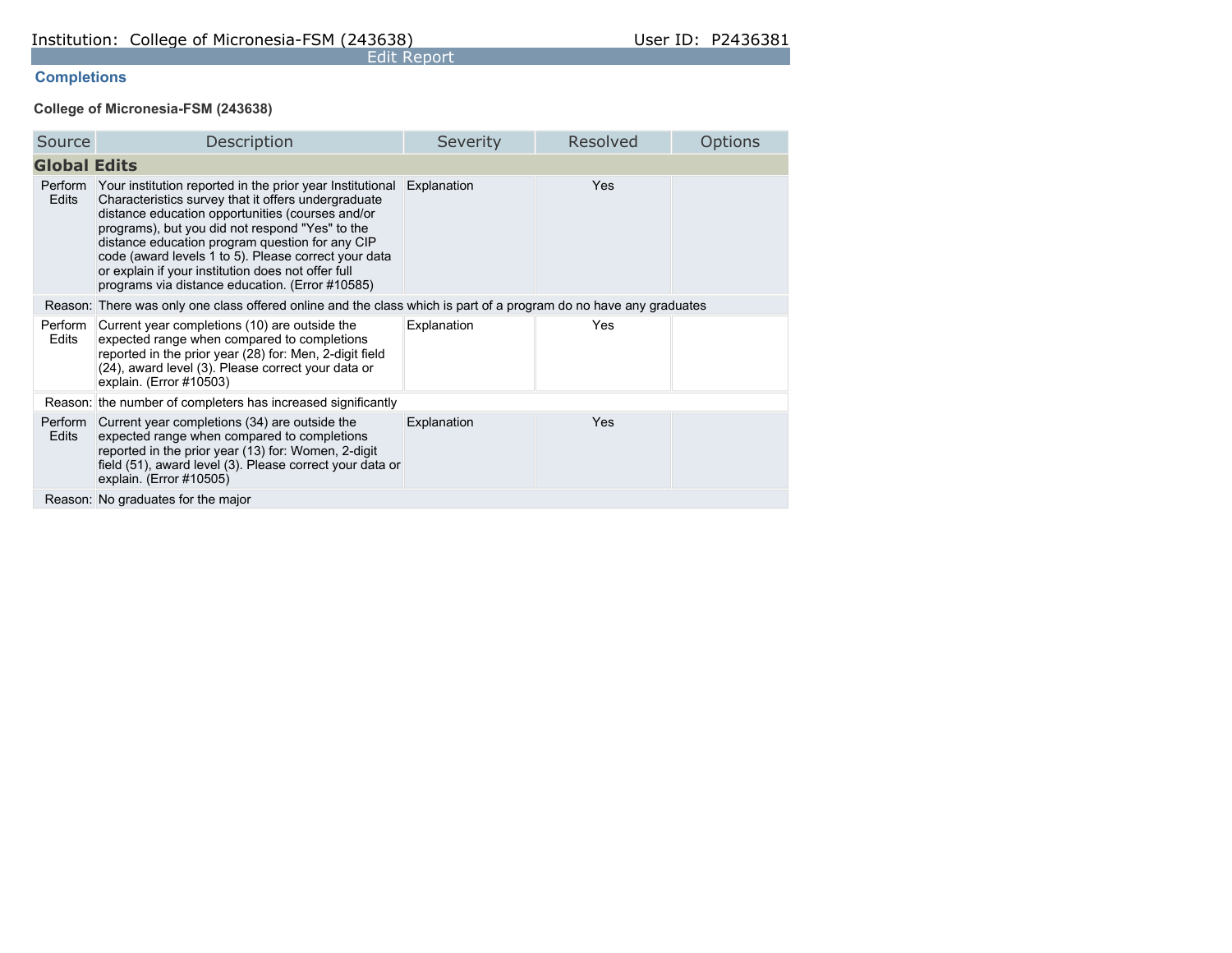Institution: College of Micronesia-FSM (243638) User ID: P2436381

Edit Report

## Completions

**College of Micronesia-FSM (243638)**

| Source | Description | Severity | Resolved | Options |
|---|---|---|---|---|
| **Global Edits** | | | | |
| Perform Edits | Your institution reported in the prior year Institutional Characteristics survey that it offers undergraduate distance education opportunities (courses and/or programs), but you did not respond "Yes" to the distance education program question for any CIP code (award levels 1 to 5). Please correct your data or explain if your institution does not offer full programs via distance education. (Error #10585) | Explanation | Yes | |
| Reason: | There was only one class offered online and the class which is part of a program do no have any graduates | | | |
| Perform Edits | Current year completions (10) are outside the expected range when compared to completions reported in the prior year (28) for: Men, 2-digit field (24), award level (3). Please correct your data or explain. (Error #10503) | Explanation | Yes | |
| Reason: | the number of completers has increased significantly | | | |
| Perform Edits | Current year completions (34) are outside the expected range when compared to completions reported in the prior year (13) for: Women, 2-digit field (51), award level (3). Please correct your data or explain. (Error #10505) | Explanation | Yes | |
| Reason: | No graduates for the major | | | |